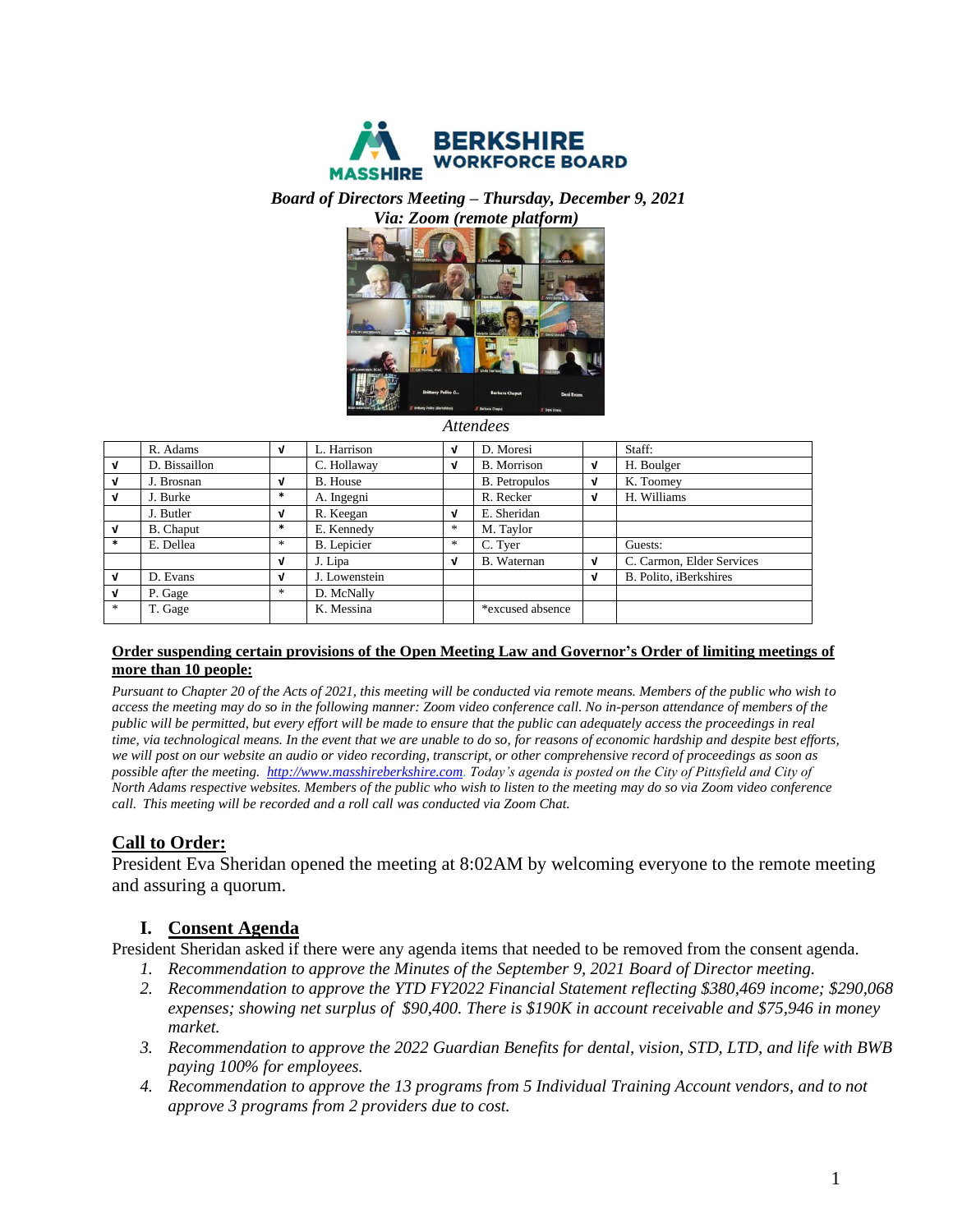# BERKSHIRE WORKFORCE BOARD

***Board of Directors Meeting – Thursday, December 9, 2021***
***Via: Zoom (remote platform)***

*Attendees*

| | | | | | | | |
|---|---|---|---|---|---|---|---|
| | R. Adams | √ | L. Harrison | √ | D. Moresi | | Staff: |
| √ | D. Bissaillon | | C. Hollaway | √ | B. Morrison | √ | H. Boulger |
| √ | J. Brosnan | √ | B. House | | B. Petropulos | √ | K. Toomey |
| √ | J. Burke | * | A. Ingegni | | R. Recker | √ | H. Williams |
| | J. Butler | √ | R. Keegan | √ | E. Sheridan | | |
| √ | B. Chaput | * | E. Kennedy | * | M. Taylor | | |
| * | E. Dellea | * | B. Lepicier | * | C. Tyer | | Guests: |
| | | √ | J. Lipa | √ | B. Waternan | √ | C. Carmon, Elder Services |
| √ | D. Evans | √ | J. Lowenstein | | | √ | B. Polito, iBerkshires |
| √ | P. Gage | * | D. McNally | | | | |
| * | T. Gage | | K. Messina | | *excused absence | | |

**Order suspending certain provisions of the Open Meeting Law and Governor's Order of limiting meetings of more than 10 people:**

*Pursuant to Chapter 20 of the Acts of 2021, this meeting will be conducted via remote means. Members of the public who wish to access the meeting may do so in the following manner: Zoom video conference call. No in-person attendance of members of the public will be permitted, but every effort will be made to ensure that the public can adequately access the proceedings in real time, via technological means. In the event that we are unable to do so, for reasons of economic hardship and despite best efforts, we will post on our website an audio or video recording, transcript, or other comprehensive record of proceedings as soon as possible after the meeting. http://www.masshireberkshire.com. Today's agenda is posted on the City of Pittsfield and City of North Adams respective websites. Members of the public who wish to listen to the meeting may do so via Zoom video conference call. This meeting will be recorded and a roll call was conducted via Zoom Chat.*

## Call to Order:

President Eva Sheridan opened the meeting at 8:02AM by welcoming everyone to the remote meeting and assuring a quorum.

## I. Consent Agenda

President Sheridan asked if there were any agenda items that needed to be removed from the consent agenda.

1. *Recommendation to approve the Minutes of the September 9, 2021 Board of Director meeting.*
2. *Recommendation to approve the YTD FY2022 Financial Statement reflecting $380,469 income; $290,068 expenses; showing net surplus of $90,400. There is $190K in account receivable and $75,946 in money market.*
3. *Recommendation to approve the 2022 Guardian Benefits for dental, vision, STD, LTD, and life with BWB paying 100% for employees.*
4. *Recommendation to approve the 13 programs from 5 Individual Training Account vendors, and to not approve 3 programs from 2 providers due to cost.*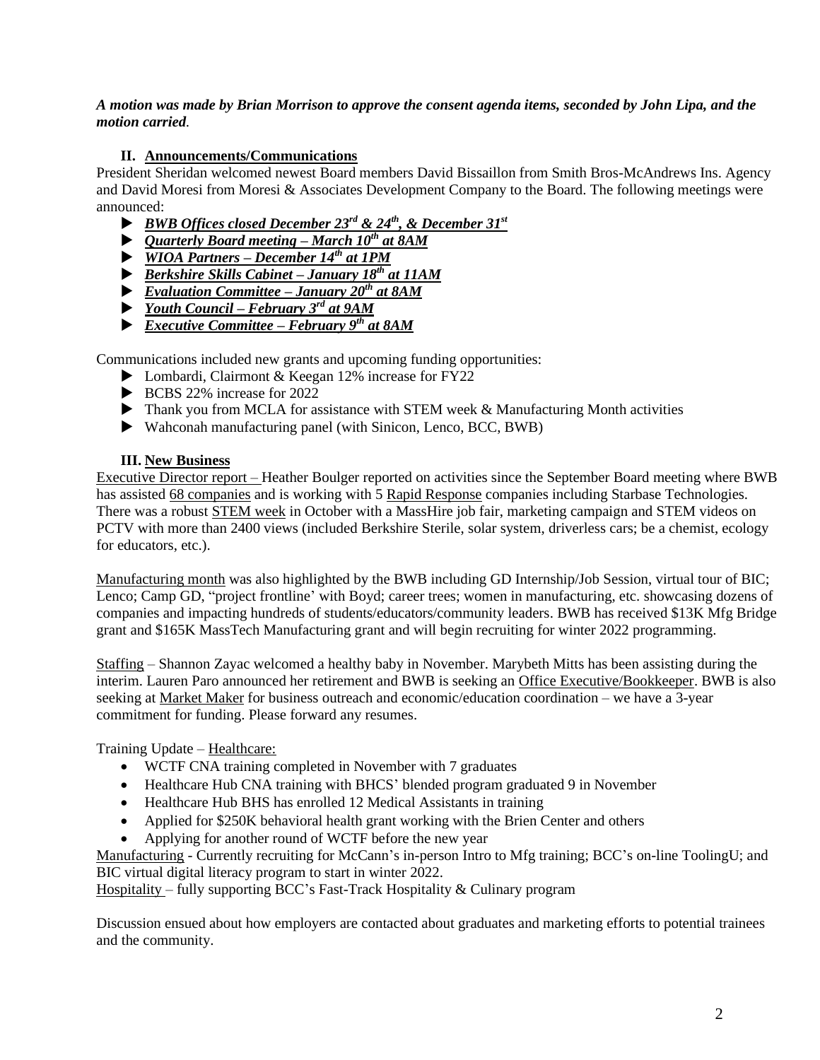***A motion was made by Brian Morrison to approve the consent agenda items, seconded by John Lipa, and the motion carried.***

## II. Announcements/Communications

President Sheridan welcomed newest Board members David Bissaillon from Smith Bros-McAndrews Ins. Agency and David Moresi from Moresi & Associates Development Company to the Board. The following meetings were announced:

- ***BWB Offices closed December 23rd & 24th, & December 31st***
- ***Quarterly Board meeting – March 10th at 8AM***
- ***WIOA Partners – December 14th at 1PM***
- ***Berkshire Skills Cabinet – January 18th at 11AM***
- ***Evaluation Committee – January 20th at 8AM***
- ***Youth Council – February 3rd at 9AM***
- ***Executive Committee – February 9th at 8AM***

Communications included new grants and upcoming funding opportunities:

- Lombardi, Clairmont & Keegan 12% increase for FY22
- BCBS 22% increase for 2022
- Thank you from MCLA for assistance with STEM week & Manufacturing Month activities
- Wahconah manufacturing panel (with Sinicon, Lenco, BCC, BWB)

## III. New Business

Executive Director report – Heather Boulger reported on activities since the September Board meeting where BWB has assisted 68 companies and is working with 5 Rapid Response companies including Starbase Technologies. There was a robust STEM week in October with a MassHire job fair, marketing campaign and STEM videos on PCTV with more than 2400 views (included Berkshire Sterile, solar system, driverless cars; be a chemist, ecology for educators, etc.).

Manufacturing month was also highlighted by the BWB including GD Internship/Job Session, virtual tour of BIC; Lenco; Camp GD, "project frontline' with Boyd; career trees; women in manufacturing, etc. showcasing dozens of companies and impacting hundreds of students/educators/community leaders. BWB has received $13K Mfg Bridge grant and $165K MassTech Manufacturing grant and will begin recruiting for winter 2022 programming.

Staffing – Shannon Zayac welcomed a healthy baby in November. Marybeth Mitts has been assisting during the interim. Lauren Paro announced her retirement and BWB is seeking an Office Executive/Bookkeeper. BWB is also seeking at Market Maker for business outreach and economic/education coordination – we have a 3-year commitment for funding. Please forward any resumes.

Training Update – Healthcare:

- WCTF CNA training completed in November with 7 graduates
- Healthcare Hub CNA training with BHCS' blended program graduated 9 in November
- Healthcare Hub BHS has enrolled 12 Medical Assistants in training
- Applied for $250K behavioral health grant working with the Brien Center and others
- Applying for another round of WCTF before the new year

Manufacturing - Currently recruiting for McCann's in-person Intro to Mfg training; BCC's on-line ToolingU; and BIC virtual digital literacy program to start in winter 2022.

Hospitality – fully supporting BCC's Fast-Track Hospitality & Culinary program

Discussion ensued about how employers are contacted about graduates and marketing efforts to potential trainees and the community.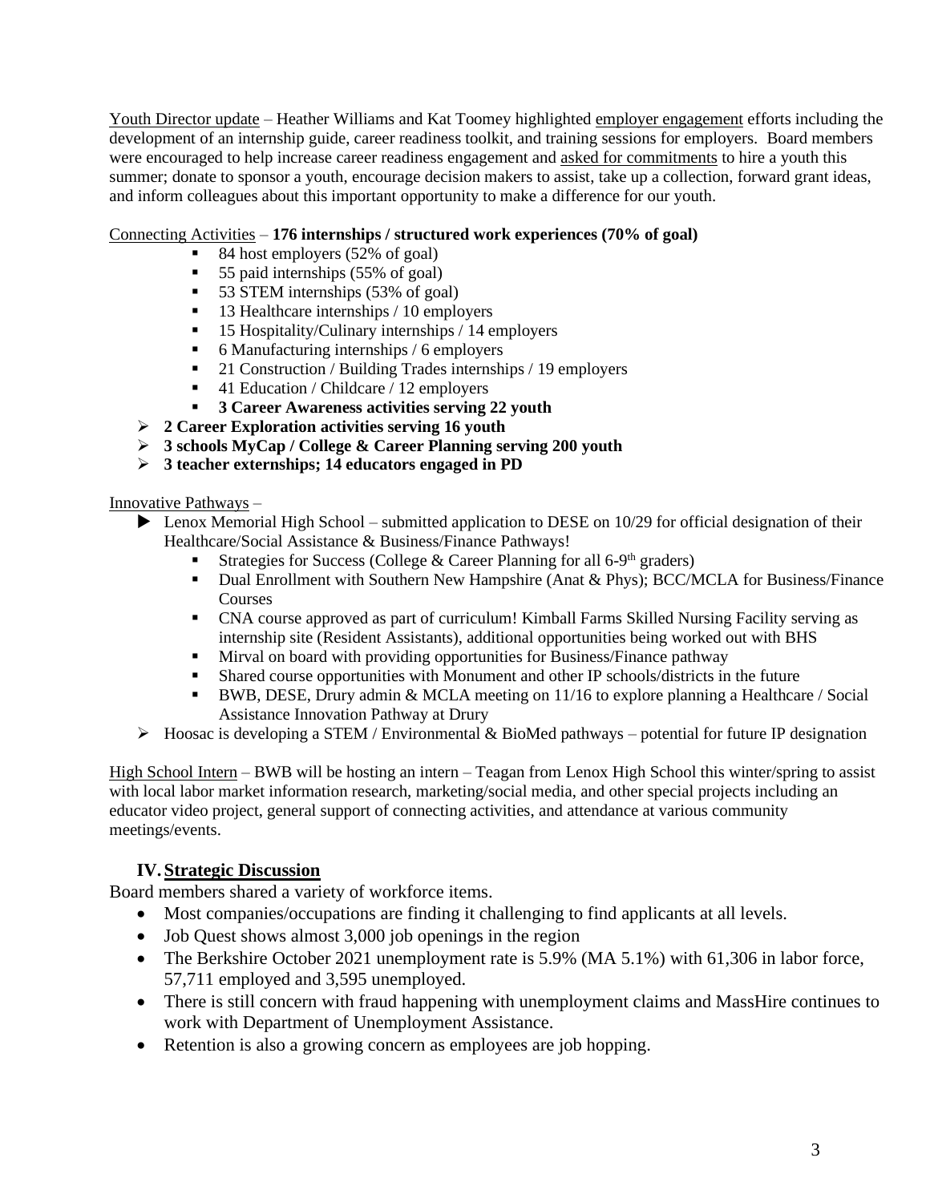Youth Director update – Heather Williams and Kat Toomey highlighted employer engagement efforts including the development of an internship guide, career readiness toolkit, and training sessions for employers. Board members were encouraged to help increase career readiness engagement and asked for commitments to hire a youth this summer; donate to sponsor a youth, encourage decision makers to assist, take up a collection, forward grant ideas, and inform colleagues about this important opportunity to make a difference for our youth.

Connecting Activities – **176 internships / structured work experiences (70% of goal)**

- 84 host employers (52% of goal)
- 55 paid internships (55% of goal)
- 53 STEM internships (53% of goal)
- 13 Healthcare internships / 10 employers
- 15 Hospitality/Culinary internships / 14 employers
- 6 Manufacturing internships / 6 employers
- 21 Construction / Building Trades internships / 19 employers
- 41 Education / Childcare / 12 employers
- **3 Career Awareness activities serving 22 youth**
- **2 Career Exploration activities serving 16 youth**
- **3 schools MyCap / College & Career Planning serving 200 youth**
- **3 teacher externships; 14 educators engaged in PD**

Innovative Pathways –

- Lenox Memorial High School – submitted application to DESE on 10/29 for official designation of their Healthcare/Social Assistance & Business/Finance Pathways!
  - Strategies for Success (College & Career Planning for all 6-9th graders)
  - Dual Enrollment with Southern New Hampshire (Anat & Phys); BCC/MCLA for Business/Finance Courses
  - CNA course approved as part of curriculum! Kimball Farms Skilled Nursing Facility serving as internship site (Resident Assistants), additional opportunities being worked out with BHS
  - Mirval on board with providing opportunities for Business/Finance pathway
  - Shared course opportunities with Monument and other IP schools/districts in the future
  - BWB, DESE, Drury admin & MCLA meeting on 11/16 to explore planning a Healthcare / Social Assistance Innovation Pathway at Drury
- Hoosac is developing a STEM / Environmental & BioMed pathways – potential for future IP designation

High School Intern – BWB will be hosting an intern – Teagan from Lenox High School this winter/spring to assist with local labor market information research, marketing/social media, and other special projects including an educator video project, general support of connecting activities, and attendance at various community meetings/events.

## IV. Strategic Discussion

Board members shared a variety of workforce items.

- Most companies/occupations are finding it challenging to find applicants at all levels.
- Job Quest shows almost 3,000 job openings in the region
- The Berkshire October 2021 unemployment rate is 5.9% (MA 5.1%) with 61,306 in labor force, 57,711 employed and 3,595 unemployed.
- There is still concern with fraud happening with unemployment claims and MassHire continues to work with Department of Unemployment Assistance.
- Retention is also a growing concern as employees are job hopping.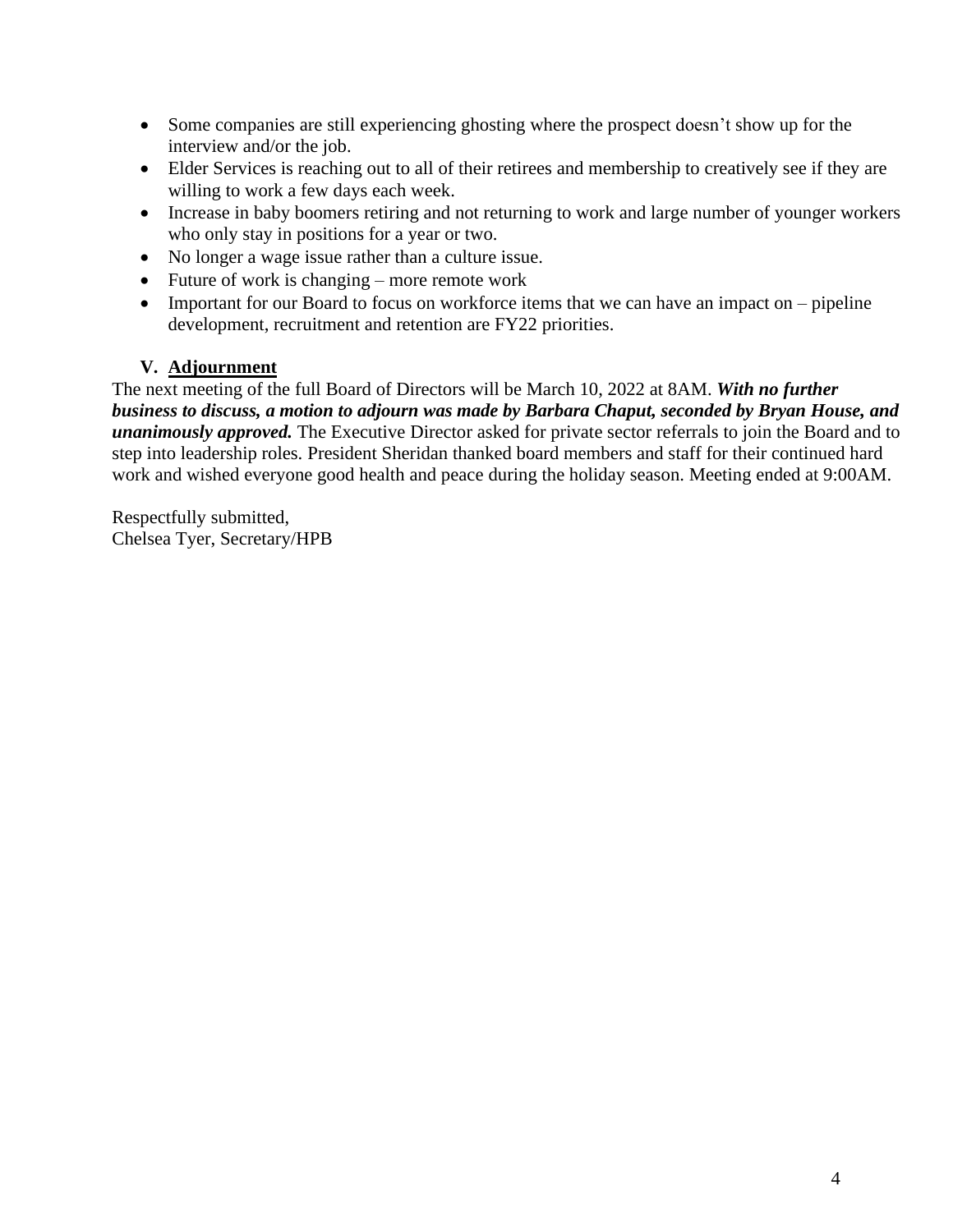- Some companies are still experiencing ghosting where the prospect doesn't show up for the interview and/or the job.
- Elder Services is reaching out to all of their retirees and membership to creatively see if they are willing to work a few days each week.
- Increase in baby boomers retiring and not returning to work and large number of younger workers who only stay in positions for a year or two.
- No longer a wage issue rather than a culture issue.
- Future of work is changing – more remote work
- Important for our Board to focus on workforce items that we can have an impact on – pipeline development, recruitment and retention are FY22 priorities.

## V. <u>Adjournment</u>

The next meeting of the full Board of Directors will be March 10, 2022 at 8AM. ***With no further business to discuss, a motion to adjourn was made by Barbara Chaput, seconded by Bryan House, and unanimously approved.*** The Executive Director asked for private sector referrals to join the Board and to step into leadership roles. President Sheridan thanked board members and staff for their continued hard work and wished everyone good health and peace during the holiday season. Meeting ended at 9:00AM.

Respectfully submitted,
Chelsea Tyer, Secretary/HPB